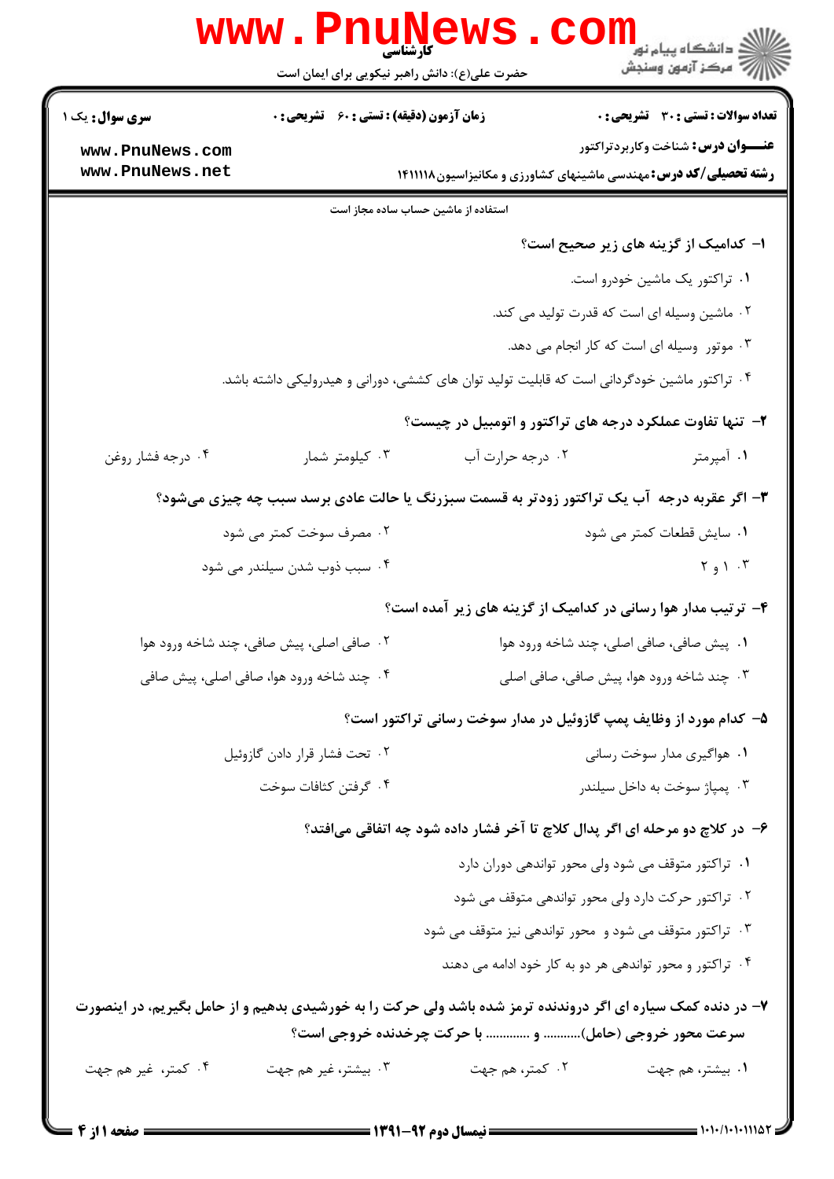کارشناسی

حضرت علی(ع): دانش راهبر نیکویی برای ایمان است

**سری سؤال:** یک ۱

**زمان آزمون (دقیقه) : تستی : ۶۰ تشریحی : ۰**

**تعداد سوالات : تستی : ۳۰ تشریحی : ۰**

**عنـــوان درس:** شناخت وکاربردتراکتور

**رشته تحصیلی/کد درس:** مهندسی ماشینهای کشاورزی و مکانیزاسیون ۱۴۱۱۱۱۸

استفاده از ماشین حساب ساده مجاز است

**۱- کدامیک از گزینه های زیر صحیح است؟**

۱. تراکتور یک ماشین خودرو است.

۲. ماشین وسیله ای است که قدرت تولید می کند.

۳. موتور وسیله ای است که کار انجام می دهد.

۴. تراکتور ماشین خودگردانی است که قابلیت تولید توان های کششی، دورانی و هیدرولیکی داشته باشد.

**۲- تنها تفاوت عملکرد درجه های تراکتور و اتومبیل در چیست؟**

۱. آمپرمتر

۲. درجه حرارت آب

۳. کیلومتر شمار

۴. درجه فشار روغن

**۳- اگر عقربه درجه آب یک تراکتور زودتر به قسمت سبزرنگ یا حالت عادی برسد سبب چه چیزی میشود؟**

۱. سایش قطعات کمتر می شود

۲. مصرف سوخت کمتر می شود

۳. ۱ و ۲

۴. سبب ذوب شدن سیلندر می شود

**۴- ترتیب مدار هوا رسانی در کدامیک از گزینه های زیر آمده است؟**

۱. پیش صافی، صافی اصلی، چند شاخه ورود هوا

۲. صافی اصلی، پیش صافی، چند شاخه ورود هوا

۳. چند شاخه ورود هوا، پیش صافی، صافی اصلی

۴. چند شاخه ورود هوا، صافی اصلی، پیش صافی

**۵- کدام مورد از وظایف پمپ گازوئیل در مدار سوخت رسانی تراکتور است؟**

۱. هواگیری مدار سوخت رسانی

۲. تحت فشار قرار دادن گازوئیل

۳. پمپاژ سوخت به داخل سیلندر

۴. گرفتن کثافات سوخت

**۶- در کلاچ دو مرحله ای اگر پدال کلاچ تا آخر فشار داده شود چه اتفاقی میافتد؟**

۱. تراکتور متوقف می شود ولی محور تواندهی دوران دارد

۲. تراکتور حرکت دارد ولی محور تواندهی متوقف می شود

۳. تراکتور متوقف می شود و محور تواندهی نیز متوقف می شود

۴. تراکتور و محور تواندهی هر دو به کار خود ادامه می دهند

**۷- در دنده کمک سیاره ای اگر دروندنده ترمز شده باشد ولی حرکت را به خورشیدی بدهیم و از حامل بگیریم، در اینصورت سرعت محور خروجی (حامل)........... و ............. با حرکت چرخدنده خروجی است؟**

۱. بیشتر، هم جهت

۲. کمتر، هم جهت

۳. بیشتر، غیر هم جهت

۴. کمتر، غیر هم جهت

نیمسال دوم ۹۲-۱۳۹۱

۱۰۱۰/۱۰۱۰۱۱۱۵۲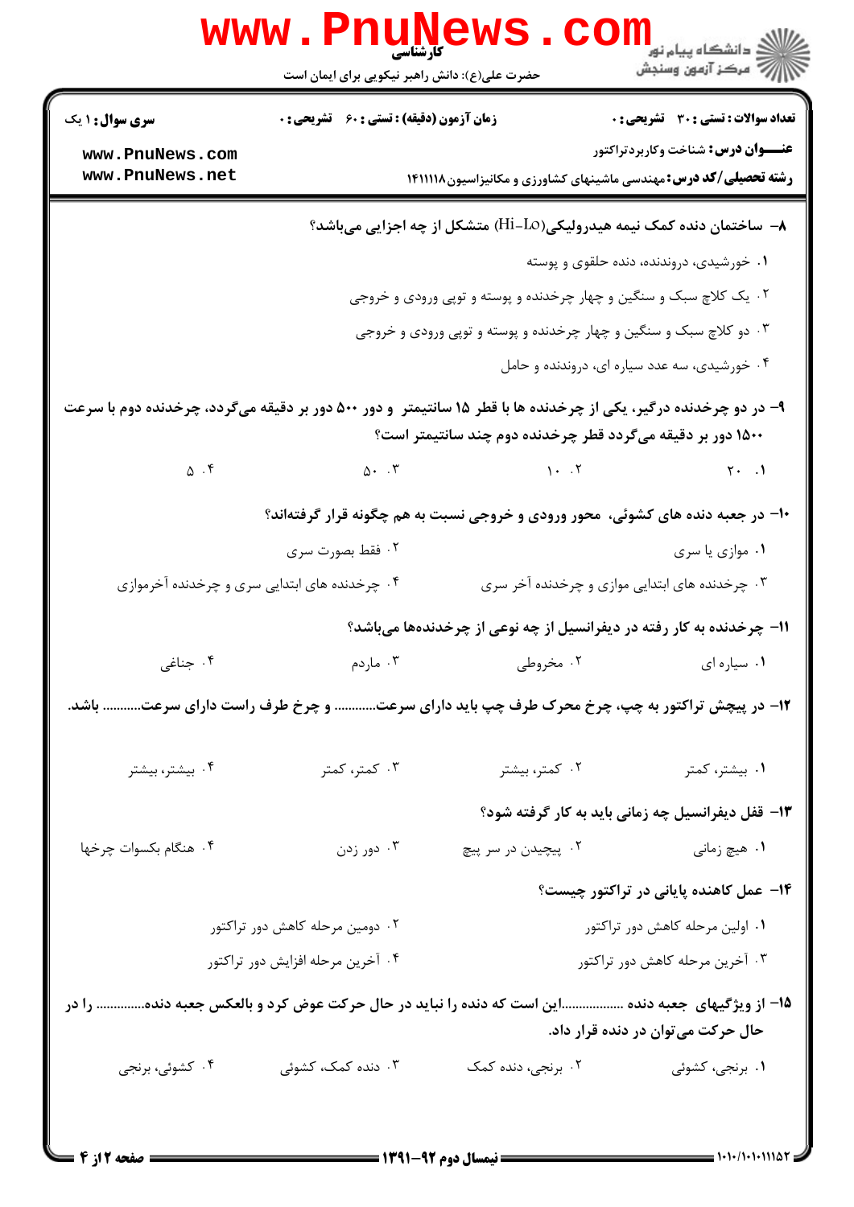**سری سوال:** ۱ یک

**زمان آزمون (دقیقه) : تستی : ۶۰ تشریحی : ۰**

**تعداد سوالات : تستی : ۳۰ تشریحی : ۰**

**عنـــوان درس:** شناخت وکاربردتراکتور

**رشته تحصیلی/کد درس:** مهندسی ماشینهای کشاورزی و مکانیزاسیون ۱۴۱۱۱۱۸

**۸- ساختمان دنده کمک نیمه هیدرولیکی(Hi-Lo) متشکل از چه اجزایی می‌باشد؟**

۱. خورشیدی، درونده، دنده حلقوی و پوسته

۲. یک کلاچ سبک و سنگین و چهار چرخدنده و پوسته و توپی ورودی و خروجی

۳. دو کلاچ سبک و سنگین و چهار چرخدنده و پوسته و توپی ورودی و خروجی

۴. خورشیدی، سه عدد سیاره ای، درونده و حامل

**۹- در دو چرخدنده درگیر، یکی از چرخدنده ها با قطر ۱۵ سانتیمتر و دور ۵۰۰ دور بر دقیقه می‌گردد، چرخدنده دوم با سرعت ۱۵۰۰ دور بر دقیقه می‌گردد قطر چرخدنده دوم چند سانتیمتر است؟**

۱. ۲۰

۲. ۱۰

۳. ۵۰

۴. ۵

**۱۰- در جعبه دنده های کشوئی، محور ورودی و خروجی نسبت به هم چگونه قرار گرفته‌اند؟**

۱. موازی یا سری

۲. فقط بصورت سری

۳. چرخدنده های ابتدایی موازی و چرخدنده آخر سری

۴. چرخدنده های ابتدایی سری و چرخدنده آخرموازی

**۱۱- چرخدنده به کار رفته در دیفرانسیل از چه نوعی از چرخدنده‌ها می‌باشد؟**

۱. سیاره ای

۲. مخروطی

۳. ماردم

۴. جناغی

**۱۲- در پیچش تراکتور به چپ، چرخ محرک طرف چپ باید دارای سرعت............ و چرخ طرف راست دارای سرعت........... باشد.**

۱. بیشتر، کمتر

۲. کمتر، بیشتر

۳. کمتر، کمتر

۴. بیشتر، بیشتر

**۱۳- قفل دیفرانسیل چه زمانی باید به کار گرفته شود؟**

۱. هیچ زمانی

۲. پیچیدن در سر پیچ

۳. دور زدن

۴. هنگام بکسوات چرخها

**۱۴- عمل کاهنده پایانی در تراکتور چیست؟**

۱. اولین مرحله کاهش دور تراکتور

۲. دومین مرحله کاهش دور تراکتور

۳. آخرین مرحله کاهش دور تراکتور

۴. آخرین مرحله افزایش دور تراکتور

**۱۵- از ویژگیهای جعبه دنده ..................این است که دنده را نباید در حال حرکت عوض کرد و بالعکس جعبه دنده............. را در حال حرکت می‌توان در دنده قرار داد.**

۱. برنجی، کشوئی

۲. برنجی، دنده کمک

۳. دنده کمک، کشوئی

۴. کشوئی، برنجی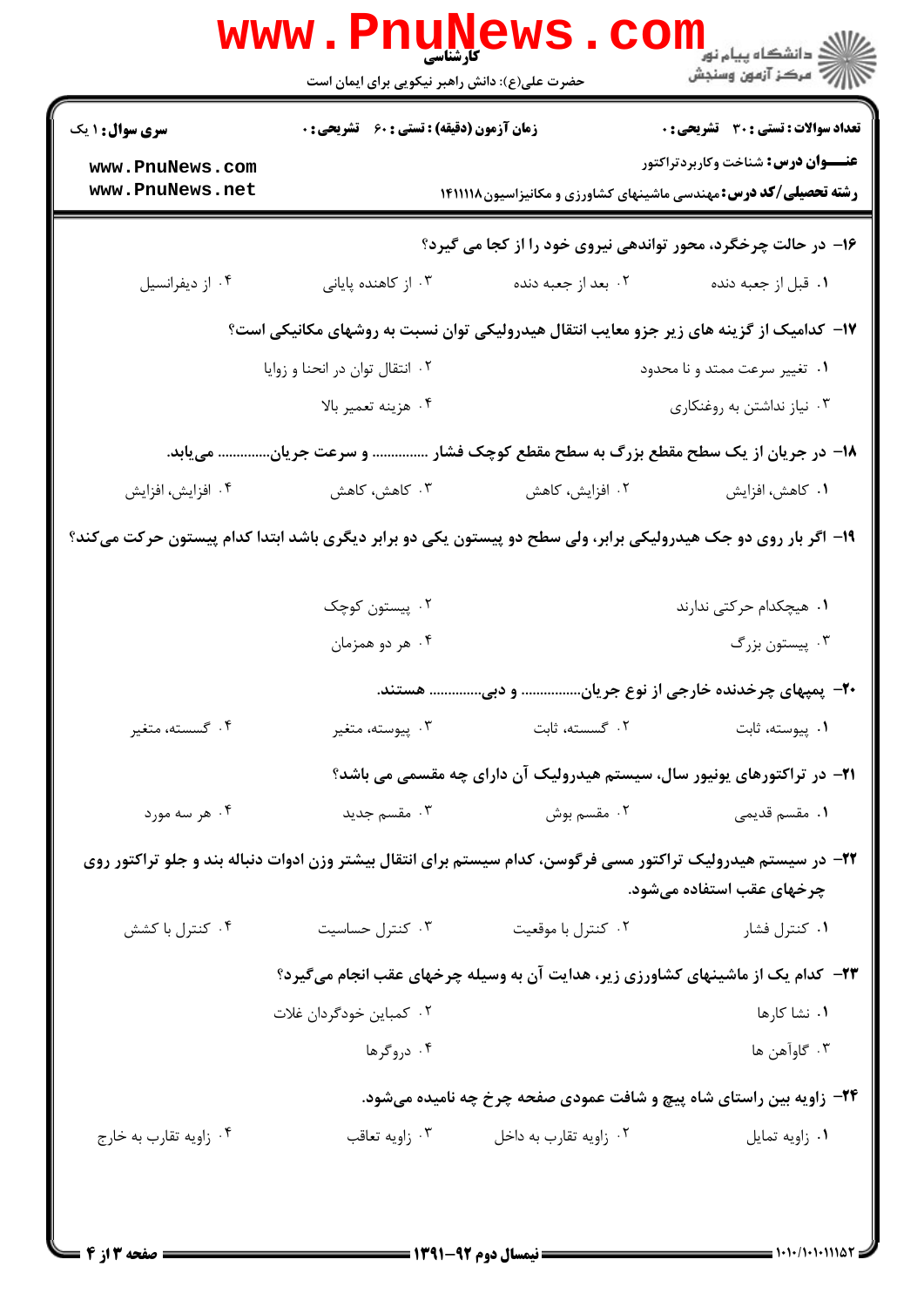۱۶- در حالت چرخگرد، محور تواندهی نیروی خود را از کجا می گیرد؟

۱. قبل از جعبه دنده
۲. بعد از جعبه دنده
۳. از کاهنده پایانی
۴. از دیفرانسیل

۱۷- کدامیک از گزینه های زیر جزو معایب انتقال هیدرولیکی توان نسبت به روشهای مکانیکی است؟

۱. تغییر سرعت ممتد و نا محدود
۲. انتقال توان در انحنا و زوایا
۳. نیاز نداشتن به روغنکاری
۴. هزینه تعمیر بالا

۱۸- در جریان از یک سطح مقطع بزرگ به سطح مقطع کوچک فشار ............... و سرعت جریان............... می‌یابد.

۱. کاهش، افزایش
۲. افزایش، کاهش
۳. کاهش، کاهش
۴. افزایش، افزایش

۱۹- اگر بار روی دو جک هیدرولیکی برابر، ولی سطح دو پیستون یکی دو برابر دیگری باشد ابتدا کدام پیستون حرکت می‌کند؟

۱. هیچکدام حرکتی ندارند
۲. پیستون کوچک
۳. پیستون بزرگ
۴. هر دو همزمان

۲۰- پمپهای چرخدنده خارجی از نوع جریان................ و دبی.............. هستند.

۱. پیوسته، ثابت
۲. گسسته، ثابت
۳. پیوسته، متغیر
۴. گسسته، متغیر

۲۱- در تراکتورهای یونیور سال، سیستم هیدرولیک آن دارای چه مقسمی می باشد؟

۱. مقسم قدیمی
۲. مقسم بوش
۳. مقسم جدید
۴. هر سه مورد

۲۲- در سیستم هیدرولیک تراکتور مسی فرگوسن، کدام سیستم برای انتقال بیشتر وزن ادوات دنباله بند و جلو تراکتور روی چرخهای عقب استفاده می‌شود.

۱. کنترل فشار
۲. کنترل با موقعیت
۳. کنترل حساسیت
۴. کنترل با کشش

۲۳- کدام یک از ماشینهای کشاورزی زیر، هدایت آن به وسیله چرخهای عقب انجام می‌گیرد؟

۱. نشا کارها
۲. کمباین خودگردان غلات
۳. گاوآهن ها
۴. دروگرها

۲۴- زاویه بین راستای شاه پیچ و شافت عمودی صفحه چرخ چه نامیده می‌شود.

۱. زاویه تمایل
۲. زاویه تقارب به داخل
۳. زاویه تعاقب
۴. زاویه تقارب به خارج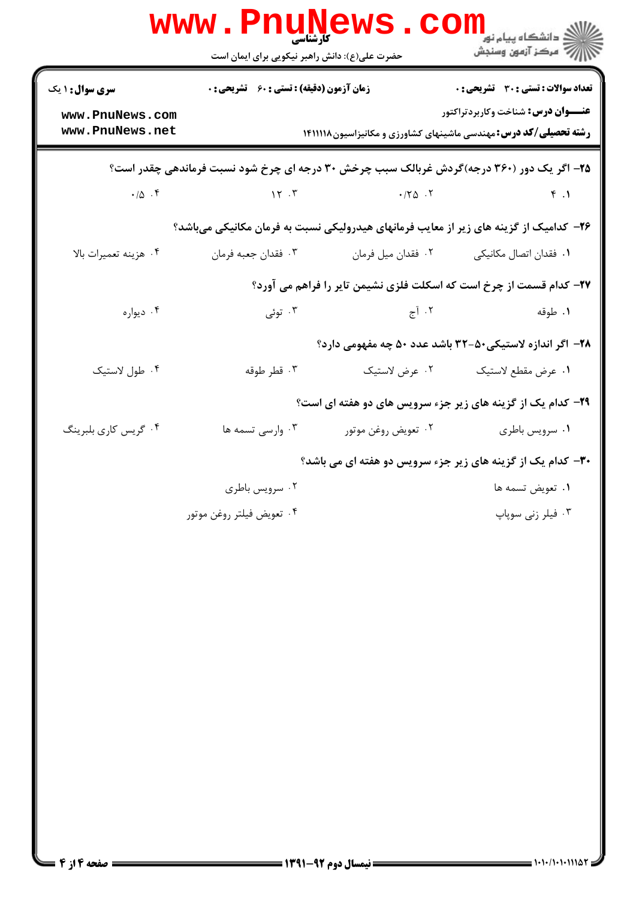۲۵- اگر یک دور (۳۶۰ درجه)گردش غربالک سبب چرخش ۳۰ درجه ای چرخ شود نسبت فرماندهی چقدر است؟

۱. ۴ ۲. ۰/۲۵ ۳. ۱۲ ۴. ۰/۵

۲۶- کدامیک از گزینه های زیر از معایب فرمانهای هیدرولیکی نسبت به فرمان مکانیکی می‌باشد؟

۱. فقدان اتصال مکانیکی ۲. فقدان میل فرمان ۳. فقدان جعبه فرمان ۴. هزینه تعمیرات بالا

۲۷- کدام قسمت از چرخ است که اسکلت فلزی نشیمن تایر را فراهم می آورد؟

۱. طوقه ۲. آج ۳. توئی ۴. دیواره

۲۸- اگر اندازه لاستیکی۵۰-۳۲ باشد عدد ۵۰ چه مفهومی دارد؟

۱. عرض مقطع لاستیک ۲. عرض لاستیک ۳. قطر طوقه ۴. طول لاستیک

۲۹- کدام یک از گزینه های زیر جزء سرویس های دو هفته ای است؟

۱. سرویس باطری ۲. تعویض روغن موتور ۳. وارسی تسمه ها ۴. گریس کاری بلبرینگ

۳۰- کدام یک از گزینه های زیر جزء سرویس دو هفته ای می باشد؟

۱. تعویض تسمه ها ۲. سرویس باطری

۳. فیلر زنی سوپاپ ۴. تعویض فیلتر روغن موتور